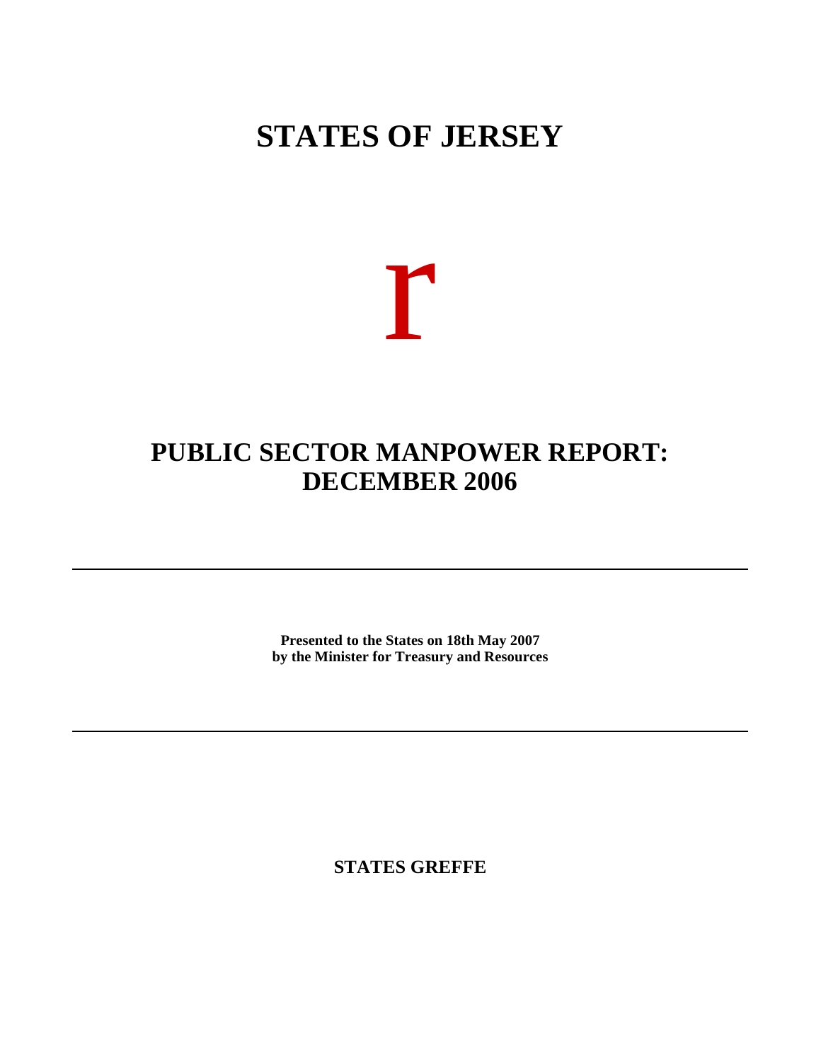# STATES OF JERSEY

r

# PUBLIC SECTOR MANPOWER REPORT: DECEMBER 2006

---

**Presented to the States on 18th May 2007**
**by the Minister for Treasury and Resources**

---

**STATES GREFFE**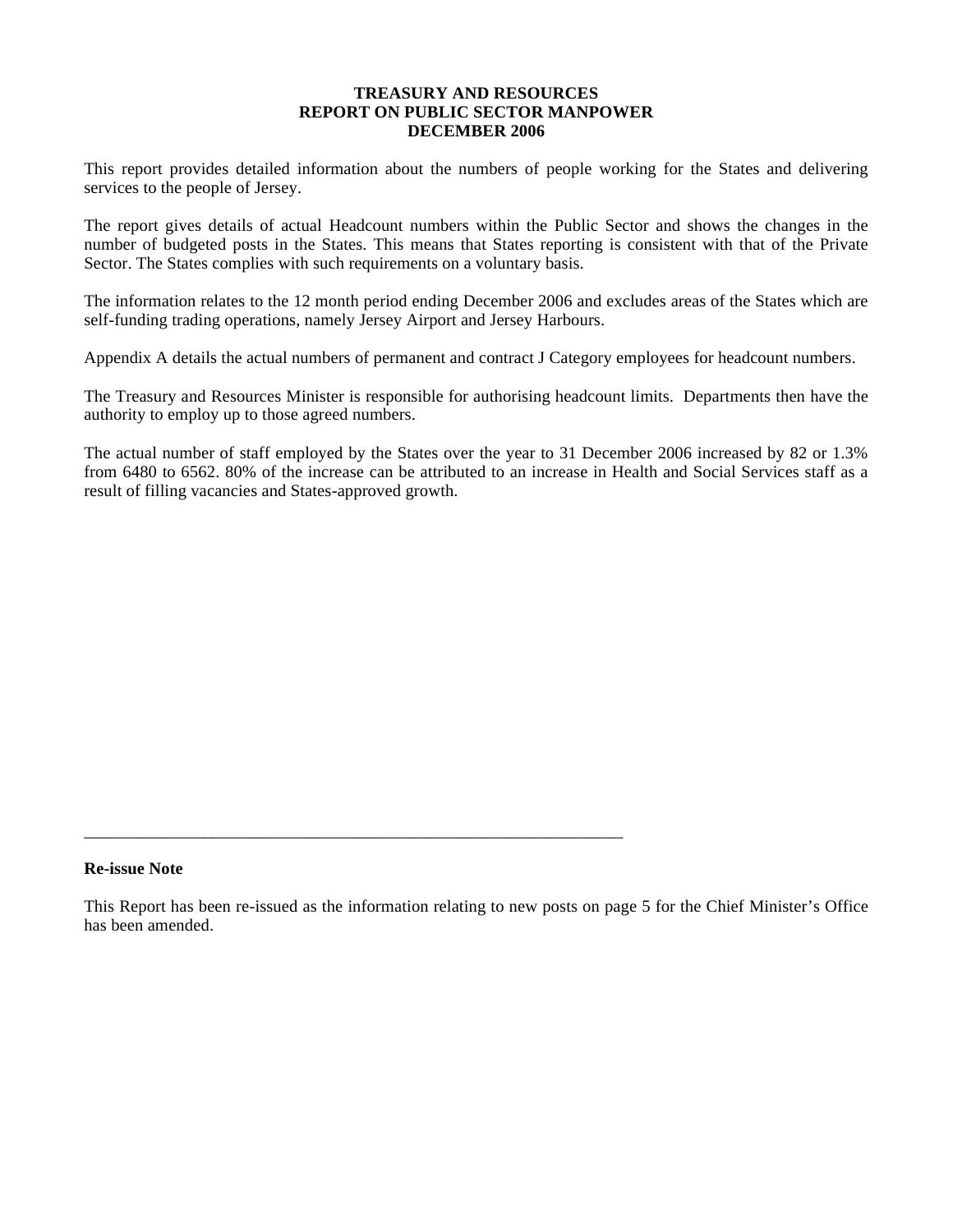**TREASURY AND RESOURCES**
**REPORT ON PUBLIC SECTOR MANPOWER**
**DECEMBER 2006**

This report provides detailed information about the numbers of people working for the States and delivering services to the people of Jersey.

The report gives details of actual Headcount numbers within the Public Sector and shows the changes in the number of budgeted posts in the States. This means that States reporting is consistent with that of the Private Sector. The States complies with such requirements on a voluntary basis.

The information relates to the 12 month period ending December 2006 and excludes areas of the States which are self-funding trading operations, namely Jersey Airport and Jersey Harbours.

Appendix A details the actual numbers of permanent and contract J Category employees for headcount numbers.

The Treasury and Resources Minister is responsible for authorising headcount limits. Departments then have the authority to employ up to those agreed numbers.

The actual number of staff employed by the States over the year to 31 December 2006 increased by 82 or 1.3% from 6480 to 6562. 80% of the increase can be attributed to an increase in Health and Social Services staff as a result of filling vacancies and States-approved growth.

---

**Re-issue Note**

This Report has been re-issued as the information relating to new posts on page 5 for the Chief Minister's Office has been amended.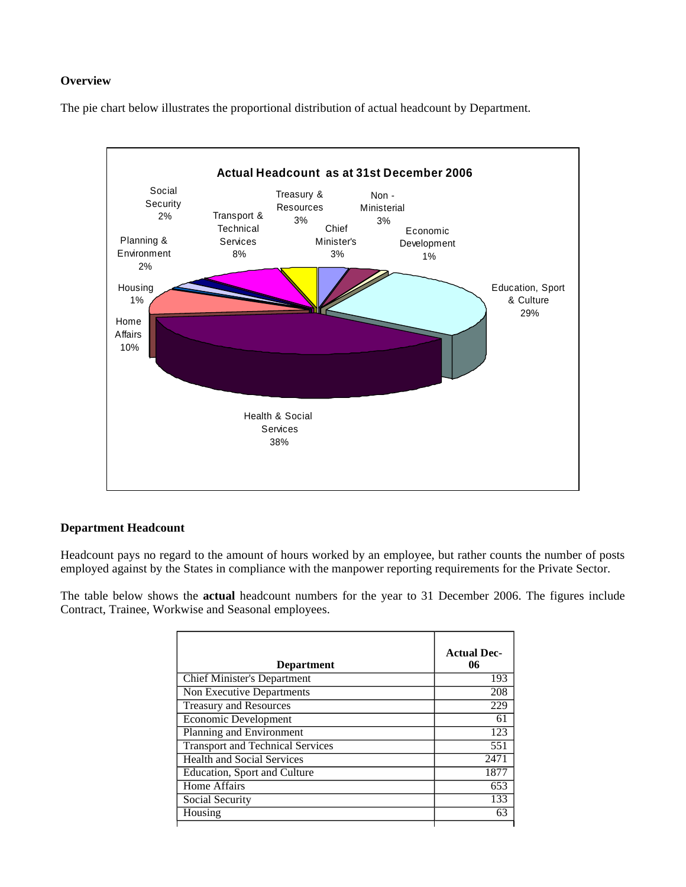**Overview**

The pie chart below illustrates the proportional distribution of actual headcount by Department.

**Department Headcount**

Headcount pays no regard to the amount of hours worked by an employee, but rather counts the number of posts employed against by the States in compliance with the manpower reporting requirements for the Private Sector.

The table below shows the **actual** headcount numbers for the year to 31 December 2006. The figures include Contract, Trainee, Workwise and Seasonal employees.

| Department | Actual Dec-06 |
|---|---|
| Chief Minister's Department | 193 |
| Non Executive Departments | 208 |
| Treasury and Resources | 229 |
| Economic Development | 61 |
| Planning and Environment | 123 |
| Transport and Technical Services | 551 |
| Health and Social Services | 2471 |
| Education, Sport and Culture | 1877 |
| Home Affairs | 653 |
| Social Security | 133 |
| Housing | 63 |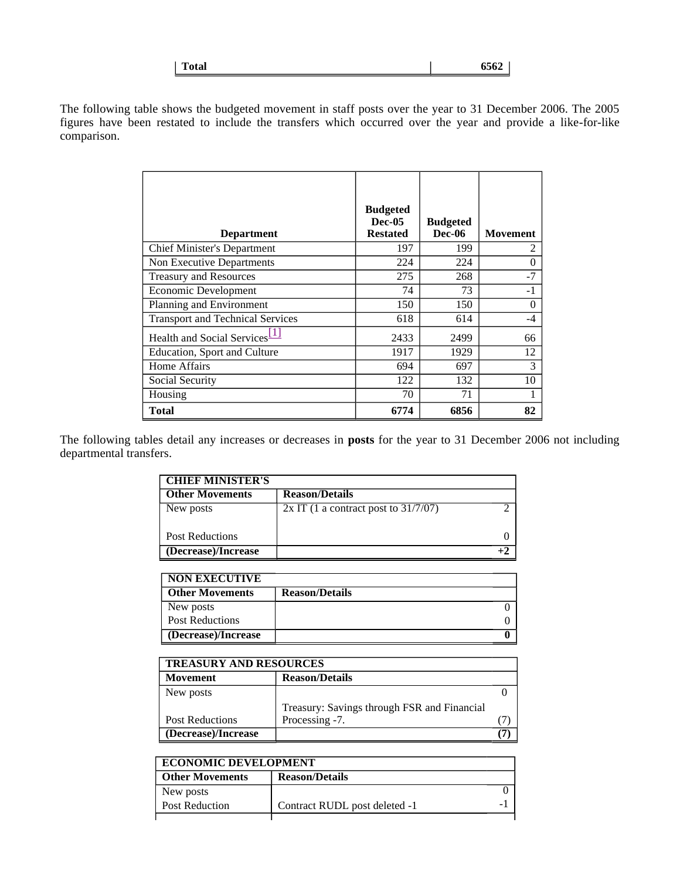| Total | 6562 |
|---|---|

The following table shows the budgeted movement in staff posts over the year to 31 December 2006. The 2005 figures have been restated to include the transfers which occurred over the year and provide a like-for-like comparison.

| Department | Budgeted Dec-05 Restated | Budgeted Dec-06 | Movement |
|---|---|---|---|
| Chief Minister's Department | 197 | 199 | 2 |
| Non Executive Departments | 224 | 224 | 0 |
| Treasury and Resources | 275 | 268 | -7 |
| Economic Development | 74 | 73 | -1 |
| Planning and Environment | 150 | 150 | 0 |
| Transport and Technical Services | 618 | 614 | -4 |
| Health and Social Services[1] | 2433 | 2499 | 66 |
| Education, Sport and Culture | 1917 | 1929 | 12 |
| Home Affairs | 694 | 697 | 3 |
| Social Security | 122 | 132 | 10 |
| Housing | 70 | 71 | 1 |
| **Total** | **6774** | **6856** | **82** |

The following tables detail any increases or decreases in **posts** for the year to 31 December 2006 not including departmental transfers.

| CHIEF MINISTER'S | | |
|---|---|---|
| **Other Movements** | **Reason/Details** | |
| New posts | 2x IT (1 a contract post to 31/7/07) | 2 |
| Post Reductions | | 0 |
| **(Decrease)/Increase** | | **+2** |

| NON EXECUTIVE | | |
|---|---|---|
| **Other Movements** | **Reason/Details** | |
| New posts | | 0 |
| Post Reductions | | 0 |
| **(Decrease)/Increase** | | **0** |

| TREASURY AND RESOURCES | | |
|---|---|---|
| **Movement** | **Reason/Details** | |
| New posts | | 0 |
| Post Reductions | Treasury: Savings through FSR and Financial Processing -7. | (7) |
| **(Decrease)/Increase** | | **(7)** |

| ECONOMIC DEVELOPMENT | | |
|---|---|---|
| **Other Movements** | **Reason/Details** | |
| New posts | | 0 |
| Post Reduction | Contract RUDL post deleted -1 | -1 |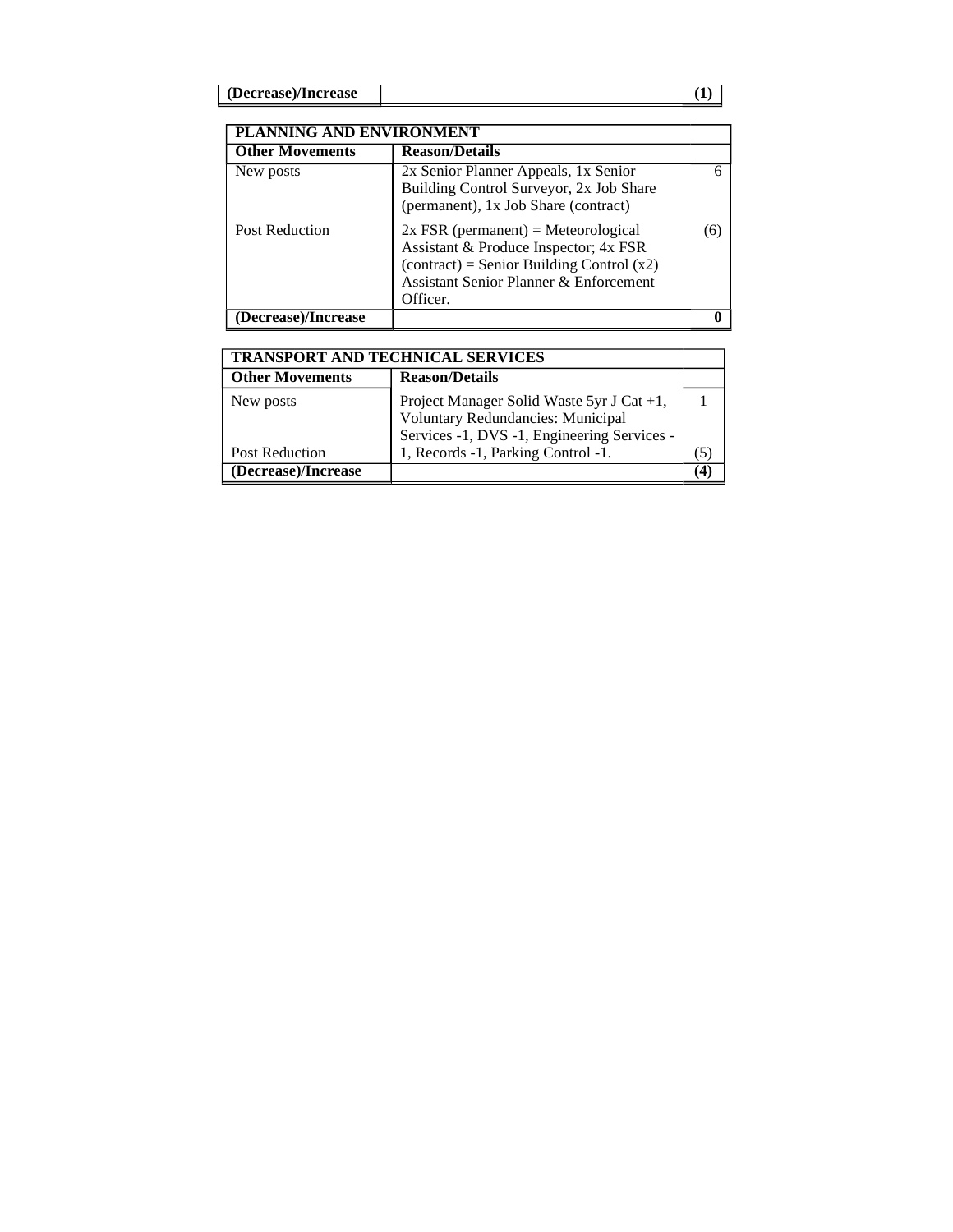| (Decrease)/Increase | | (1) |
|---|---|---|

| PLANNING AND ENVIRONMENT | | |
|---|---|---|
| **Other Movements** | **Reason/Details** | |
| New posts | 2x Senior Planner Appeals, 1x Senior Building Control Surveyor, 2x Job Share (permanent), 1x Job Share (contract) | 6 |
| Post Reduction | 2x FSR (permanent) = Meteorological Assistant & Produce Inspector; 4x FSR (contract) = Senior Building Control (x2) Assistant Senior Planner & Enforcement Officer. | (6) |
| **(Decrease)/Increase** | | **0** |

| TRANSPORT AND TECHNICAL SERVICES | | |
|---|---|---|
| **Other Movements** | **Reason/Details** | |
| New posts | Project Manager Solid Waste 5yr J Cat +1, | 1 |
| Post Reduction | Voluntary Redundancies: Municipal Services -1, DVS -1, Engineering Services -1, Records -1, Parking Control -1. | (5) |
| **(Decrease)/Increase** | | **(4)** |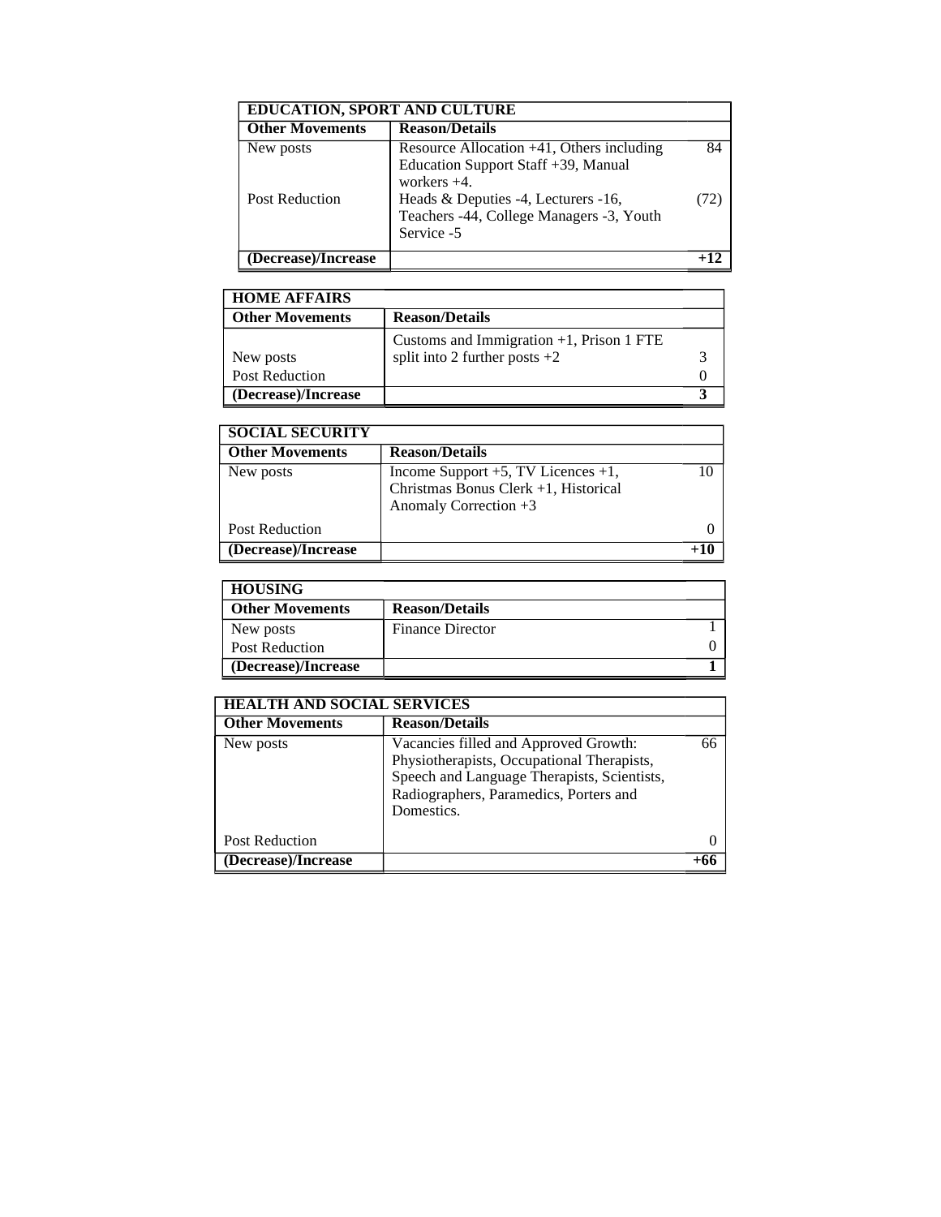| EDUCATION, SPORT AND CULTURE | | |
|---|---|---|
| **Other Movements** | **Reason/Details** | |
| New posts | Resource Allocation +41, Others including Education Support Staff +39, Manual workers +4. | 84 |
| Post Reduction | Heads & Deputies -4, Lecturers -16, Teachers -44, College Managers -3, Youth Service -5 | (72) |
| **(Decrease)/Increase** | | **+12** |

| HOME AFFAIRS | | |
|---|---|---|
| **Other Movements** | **Reason/Details** | |
| New posts | Customs and Immigration +1, Prison 1 FTE split into 2 further posts +2 | 3 |
| Post Reduction | | 0 |
| **(Decrease)/Increase** | | **3** |

| SOCIAL SECURITY | | |
|---|---|---|
| **Other Movements** | **Reason/Details** | |
| New posts | Income Support +5, TV Licences +1, Christmas Bonus Clerk +1, Historical Anomaly Correction +3 | 10 |
| Post Reduction | | 0 |
| **(Decrease)/Increase** | | **+10** |

| HOUSING | | |
|---|---|---|
| **Other Movements** | **Reason/Details** | |
| New posts | Finance Director | 1 |
| Post Reduction | | 0 |
| **(Decrease)/Increase** | | **1** |

| HEALTH AND SOCIAL SERVICES | | |
|---|---|---|
| **Other Movements** | **Reason/Details** | |
| New posts | Vacancies filled and Approved Growth: Physiotherapists, Occupational Therapists, Speech and Language Therapists, Scientists, Radiographers, Paramedics, Porters and Domestics. | 66 |
| Post Reduction | | 0 |
| **(Decrease)/Increase** | | **+66** |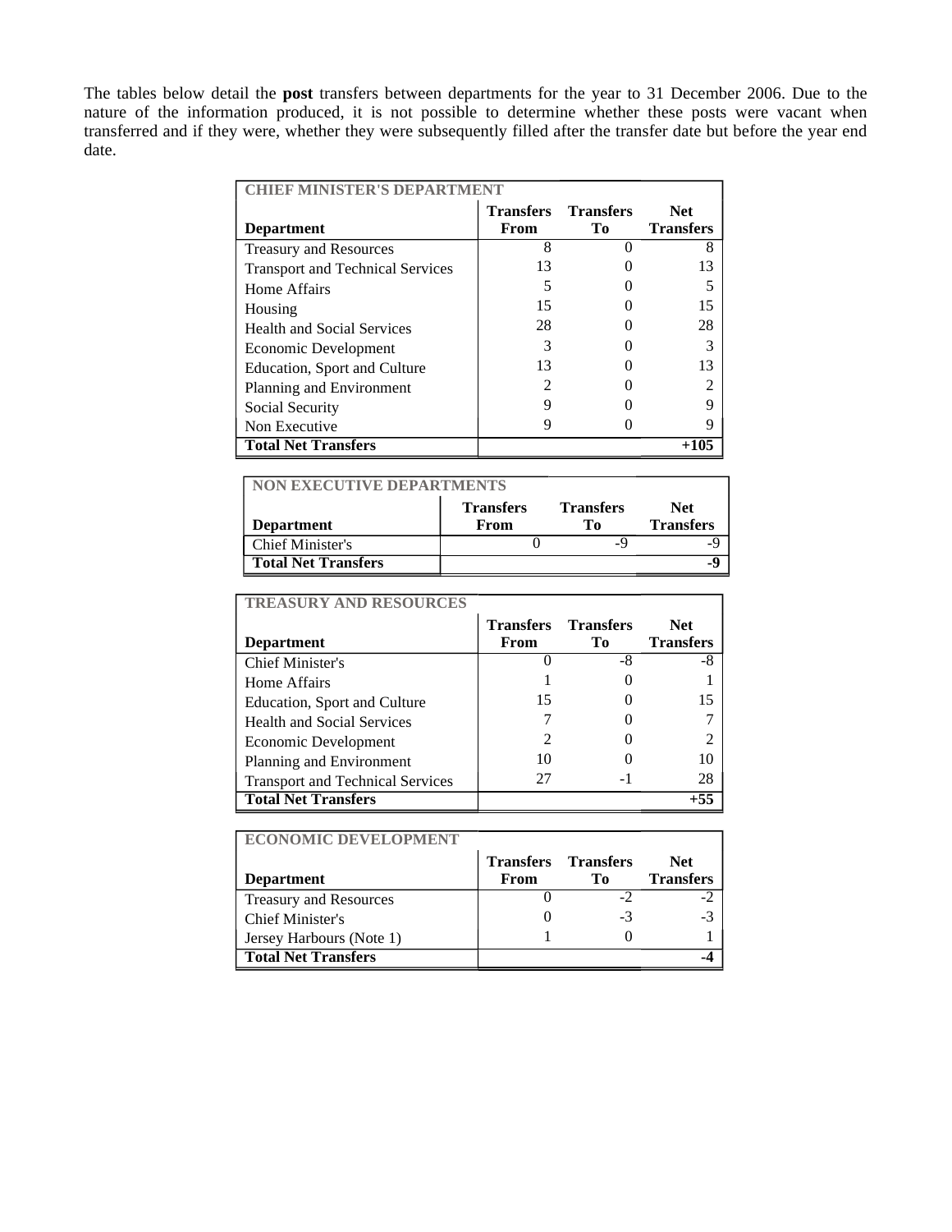The tables below detail the **post** transfers between departments for the year to 31 December 2006. Due to the nature of the information produced, it is not possible to determine whether these posts were vacant when transferred and if they were, whether they were subsequently filled after the transfer date but before the year end date.

| CHIEF MINISTER'S DEPARTMENT | | | |
|---|---|---|---|
| **Department** | **Transfers From** | **Transfers To** | **Net Transfers** |
| Treasury and Resources | 8 | 0 | 8 |
| Transport and Technical Services | 13 | 0 | 13 |
| Home Affairs | 5 | 0 | 5 |
| Housing | 15 | 0 | 15 |
| Health and Social Services | 28 | 0 | 28 |
| Economic Development | 3 | 0 | 3 |
| Education, Sport and Culture | 13 | 0 | 13 |
| Planning and Environment | 2 | 0 | 2 |
| Social Security | 9 | 0 | 9 |
| Non Executive | 9 | 0 | 9 |
| **Total Net Transfers** | | | **+105** |

| NON EXECUTIVE DEPARTMENTS | | | |
|---|---|---|---|
| **Department** | **Transfers From** | **Transfers To** | **Net Transfers** |
| Chief Minister's | 0 | -9 | -9 |
| **Total Net Transfers** | | | **-9** |

| TREASURY AND RESOURCES | | | |
|---|---|---|---|
| **Department** | **Transfers From** | **Transfers To** | **Net Transfers** |
| Chief Minister's | 0 | -8 | -8 |
| Home Affairs | 1 | 0 | 1 |
| Education, Sport and Culture | 15 | 0 | 15 |
| Health and Social Services | 7 | 0 | 7 |
| Economic Development | 2 | 0 | 2 |
| Planning and Environment | 10 | 0 | 10 |
| Transport and Technical Services | 27 | -1 | 28 |
| **Total Net Transfers** | | | **+55** |

| ECONOMIC DEVELOPMENT | | | |
|---|---|---|---|
| **Department** | **Transfers From** | **Transfers To** | **Net Transfers** |
| Treasury and Resources | 0 | -2 | -2 |
| Chief Minister's | 0 | -3 | -3 |
| Jersey Harbours (Note 1) | 1 | 0 | 1 |
| **Total Net Transfers** | | | **-4** |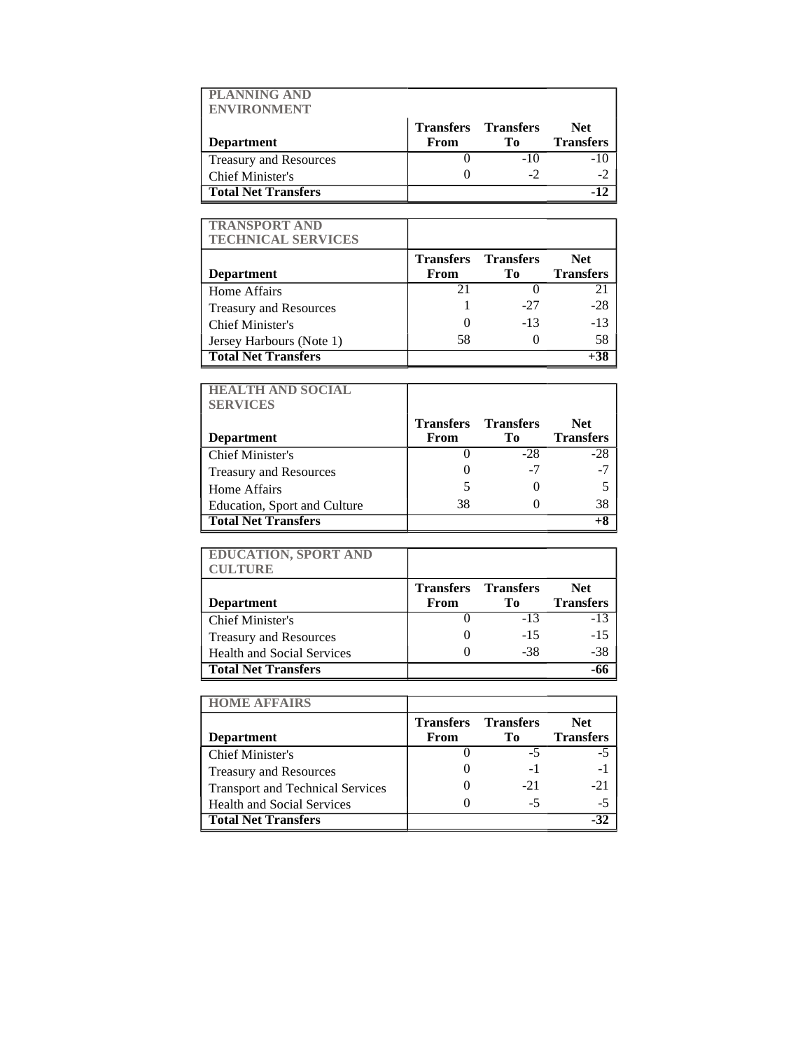| PLANNING AND ENVIRONMENT | | | |
|---|---|---|---|
| **Department** | **Transfers From** | **Transfers To** | **Net Transfers** |
| Treasury and Resources | 0 | -10 | -10 |
| Chief Minister's | 0 | -2 | -2 |
| **Total Net Transfers** | | | **-12** |

| TRANSPORT AND TECHNICAL SERVICES | | | |
|---|---|---|---|
| **Department** | **Transfers From** | **Transfers To** | **Net Transfers** |
| Home Affairs | 21 | 0 | 21 |
| Treasury and Resources | 1 | -27 | -28 |
| Chief Minister's | 0 | -13 | -13 |
| Jersey Harbours (Note 1) | 58 | 0 | 58 |
| **Total Net Transfers** | | | **+38** |

| HEALTH AND SOCIAL SERVICES | | | |
|---|---|---|---|
| **Department** | **Transfers From** | **Transfers To** | **Net Transfers** |
| Chief Minister's | 0 | -28 | -28 |
| Treasury and Resources | 0 | -7 | -7 |
| Home Affairs | 5 | 0 | 5 |
| Education, Sport and Culture | 38 | 0 | 38 |
| **Total Net Transfers** | | | **+8** |

| EDUCATION, SPORT AND CULTURE | | | |
|---|---|---|---|
| **Department** | **Transfers From** | **Transfers To** | **Net Transfers** |
| Chief Minister's | 0 | -13 | -13 |
| Treasury and Resources | 0 | -15 | -15 |
| Health and Social Services | 0 | -38 | -38 |
| **Total Net Transfers** | | | **-66** |

| HOME AFFAIRS | | | |
|---|---|---|---|
| **Department** | **Transfers From** | **Transfers To** | **Net Transfers** |
| Chief Minister's | 0 | -5 | -5 |
| Treasury and Resources | 0 | -1 | -1 |
| Transport and Technical Services | 0 | -21 | -21 |
| Health and Social Services | 0 | -5 | -5 |
| **Total Net Transfers** | | | **-32** |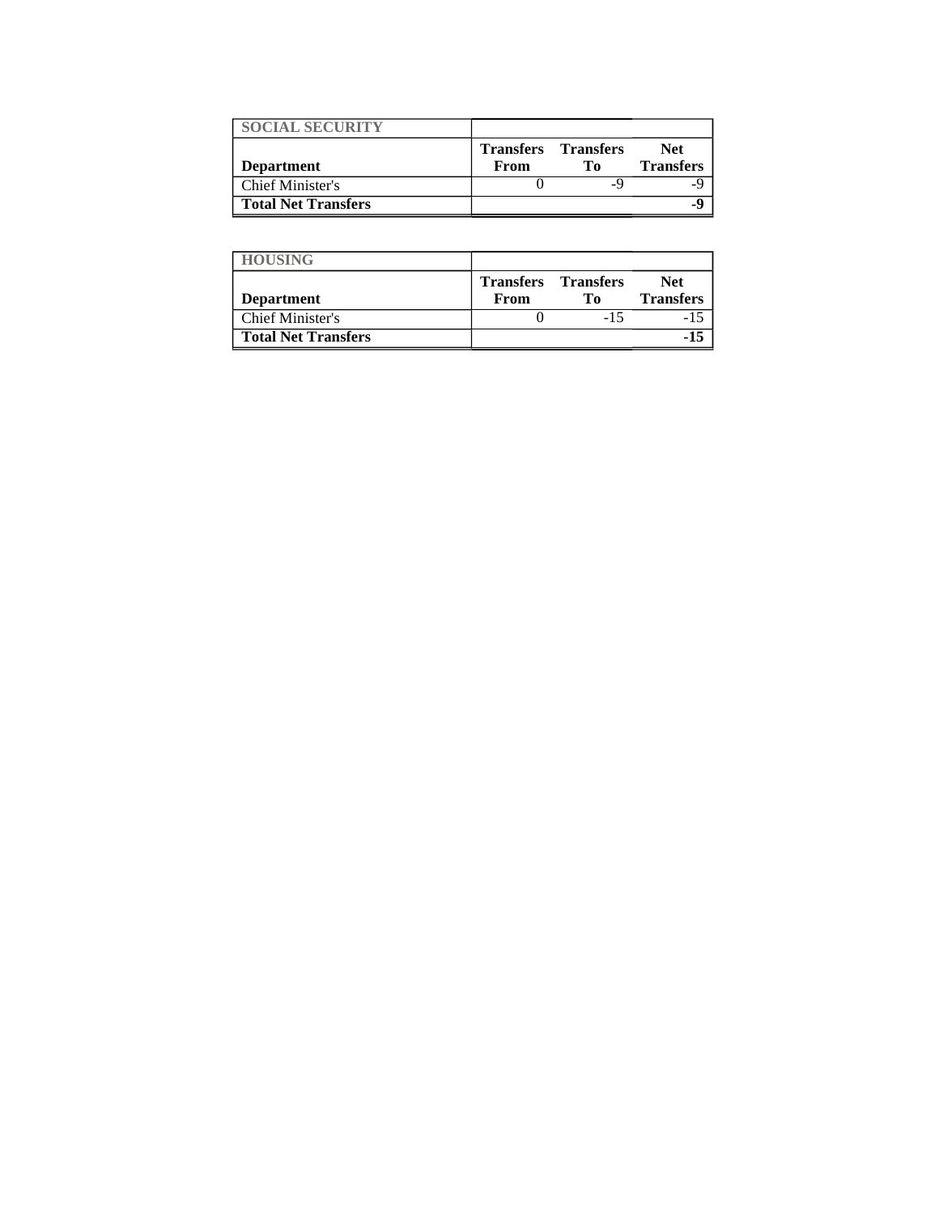| SOCIAL SECURITY | | | |
|---|---|---|---|
| **Department** | **Transfers From** | **Transfers To** | **Net Transfers** |
| Chief Minister's | 0 | -9 | -9 |
| **Total Net Transfers** | | | **-9** |

| HOUSING | | | |
|---|---|---|---|
| **Department** | **Transfers From** | **Transfers To** | **Net Transfers** |
| Chief Minister's | 0 | -15 | -15 |
| **Total Net Transfers** | | | **-15** |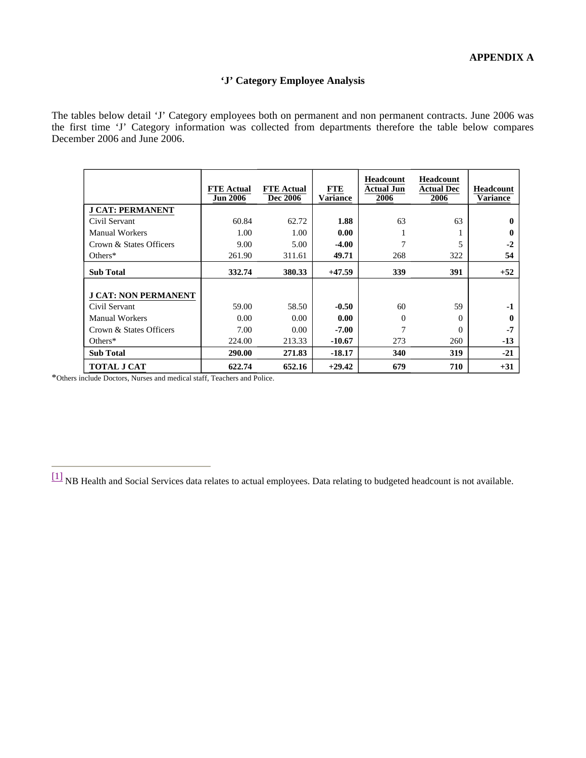**APPENDIX A**

## 'J' Category Employee Analysis

The tables below detail 'J' Category employees both on permanent and non permanent contracts. June 2006 was the first time 'J' Category information was collected from departments therefore the table below compares December 2006 and June 2006.

| | FTE Actual Jun 2006 | FTE Actual Dec 2006 | FTE Variance | Headcount Actual Jun 2006 | Headcount Actual Dec 2006 | Headcount Variance |
|---|---|---|---|---|---|---|
| **J CAT: PERMANENT** | | | | | | |
| Civil Servant | 60.84 | 62.72 | **1.88** | 63 | 63 | **0** |
| Manual Workers | 1.00 | 1.00 | **0.00** | 1 | 1 | **0** |
| Crown & States Officers | 9.00 | 5.00 | **-4.00** | 7 | 5 | **-2** |
| Others* | 261.90 | 311.61 | **49.71** | 268 | 322 | **54** |
| **Sub Total** | **332.74** | **380.33** | **+47.59** | **339** | **391** | **+52** |
| **J CAT: NON PERMANENT** | | | | | | |
| Civil Servant | 59.00 | 58.50 | **-0.50** | 60 | 59 | **-1** |
| Manual Workers | 0.00 | 0.00 | **0.00** | 0 | 0 | **0** |
| Crown & States Officers | 7.00 | 0.00 | **-7.00** | 7 | 0 | **-7** |
| Others* | 224.00 | 213.33 | **-10.67** | 273 | 260 | **-13** |
| **Sub Total** | **290.00** | **271.83** | **-18.17** | **340** | **319** | **-21** |
| **TOTAL J CAT** | **622.74** | **652.16** | **+29.42** | **679** | **710** | **+31** |

*Others include Doctors, Nurses and medical staff, Teachers and Police.

---

[1] NB Health and Social Services data relates to actual employees. Data relating to budgeted headcount is not available.